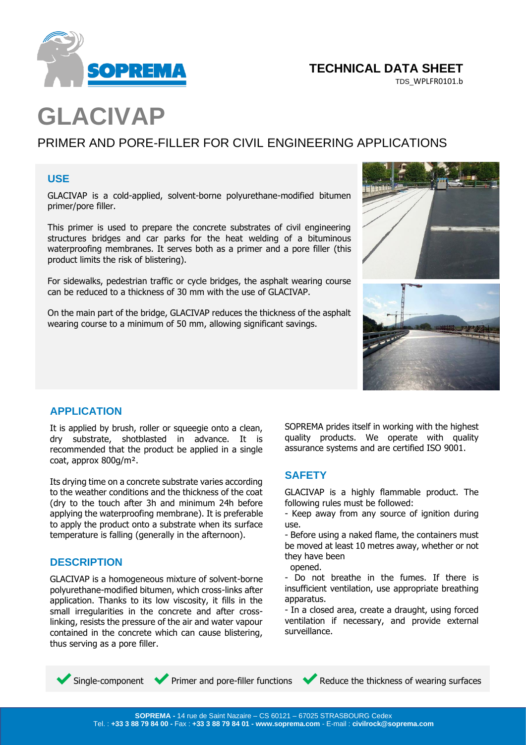TECHNICAL DATA SHEET
TDS_WPLFR0101.b

# GLACIVAP

## PRIMER AND PORE-FILLER FOR CIVIL ENGINEERING APPLICATIONS

### USE

GLACIVAP is a cold-applied, solvent-borne polyurethane-modified bitumen primer/pore filler.

This primer is used to prepare the concrete substrates of civil engineering structures bridges and car parks for the heat welding of a bituminous waterproofing membranes. It serves both as a primer and a pore filler (this product limits the risk of blistering).

For sidewalks, pedestrian traffic or cycle bridges, the asphalt wearing course can be reduced to a thickness of 30 mm with the use of GLACIVAP.

On the main part of the bridge, GLACIVAP reduces the thickness of the asphalt wearing course to a minimum of 50 mm, allowing significant savings.

### APPLICATION

It is applied by brush, roller or squeegie onto a clean, dry substrate, shotblasted in advance. It is recommended that the product be applied in a single coat, approx 800g/m².

Its drying time on a concrete substrate varies according to the weather conditions and the thickness of the coat (dry to the touch after 3h and minimum 24h before applying the waterproofing membrane). It is preferable to apply the product onto a substrate when its surface temperature is falling (generally in the afternoon).

### DESCRIPTION

GLACIVAP is a homogeneous mixture of solvent-borne polyurethane-modified bitumen, which cross-links after application. Thanks to its low viscosity, it fills in the small irregularities in the concrete and after cross-linking, resists the pressure of the air and water vapour contained in the concrete which can cause blistering, thus serving as a pore filler.

SOPREMA prides itself in working with the highest quality products. We operate with quality assurance systems and are certified ISO 9001.

### SAFETY

GLACIVAP is a highly flammable product. The following rules must be followed:

- Keep away from any source of ignition during use.
- Before using a naked flame, the containers must be moved at least 10 metres away, whether or not they have been opened.
- Do not breathe in the fumes. If there is insufficient ventilation, use appropriate breathing apparatus.
- In a closed area, create a draught, using forced ventilation if necessary, and provide external surveillance.

✔ Single-component ✔ Primer and pore-filler functions ✔ Reduce the thickness of wearing surfaces

**SOPREMA -** 14 rue de Saint Nazaire – CS 60121 – 67025 STRASBOURG Cedex
Tel. : **+33 3 88 79 84 00 -** Fax : **+33 3 88 79 84 01 - www.soprema.com** - E-mail : **civilrock@soprema.com**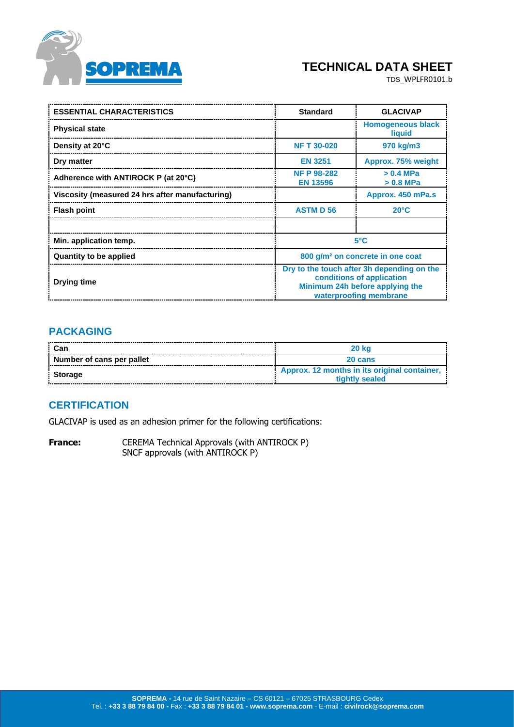# TECHNICAL DATA SHEET

TDS_WPLFR0101.b

| ESSENTIAL CHARACTERISTICS | Standard | GLACIVAP |
|---|---|---|
| Physical state | | Homogeneous black liquid |
| Density at 20°C | NF T 30-020 | 970 kg/m3 |
| Dry matter | EN 3251 | Approx. 75% weight |
| Adherence with ANTIROCK P (at 20°C) | NF P 98-282<br>EN 13596 | > 0.4 MPa<br>> 0.8 MPa |
| Viscosity (measured 24 hrs after manufacturing) | | Approx. 450 mPa.s |
| Flash point | ASTM D 56 | 20°C |
| | | |
| Min. application temp. | 5°C | |
| Quantity to be applied | 800 g/m² on concrete in one coat | |
| Drying time | Dry to the touch after 3h depending on the conditions of application<br>Minimum 24h before applying the waterproofing membrane | |

## PACKAGING

| | |
|---|---|
| Can | 20 kg |
| Number of cans per pallet | 20 cans |
| Storage | Approx. 12 months in its original container, tightly sealed |

## CERTIFICATION

GLACIVAP is used as an adhesion primer for the following certifications:

**France:** CEREMA Technical Approvals (with ANTIROCK P)
SNCF approvals (with ANTIROCK P)

**SOPREMA -** 14 rue de Saint Nazaire – CS 60121 – 67025 STRASBOURG Cedex
Tel. : **+33 3 88 79 84 00 -** Fax : **+33 3 88 79 84 01 - www.soprema.com** - E-mail : **civilrock@soprema.com**